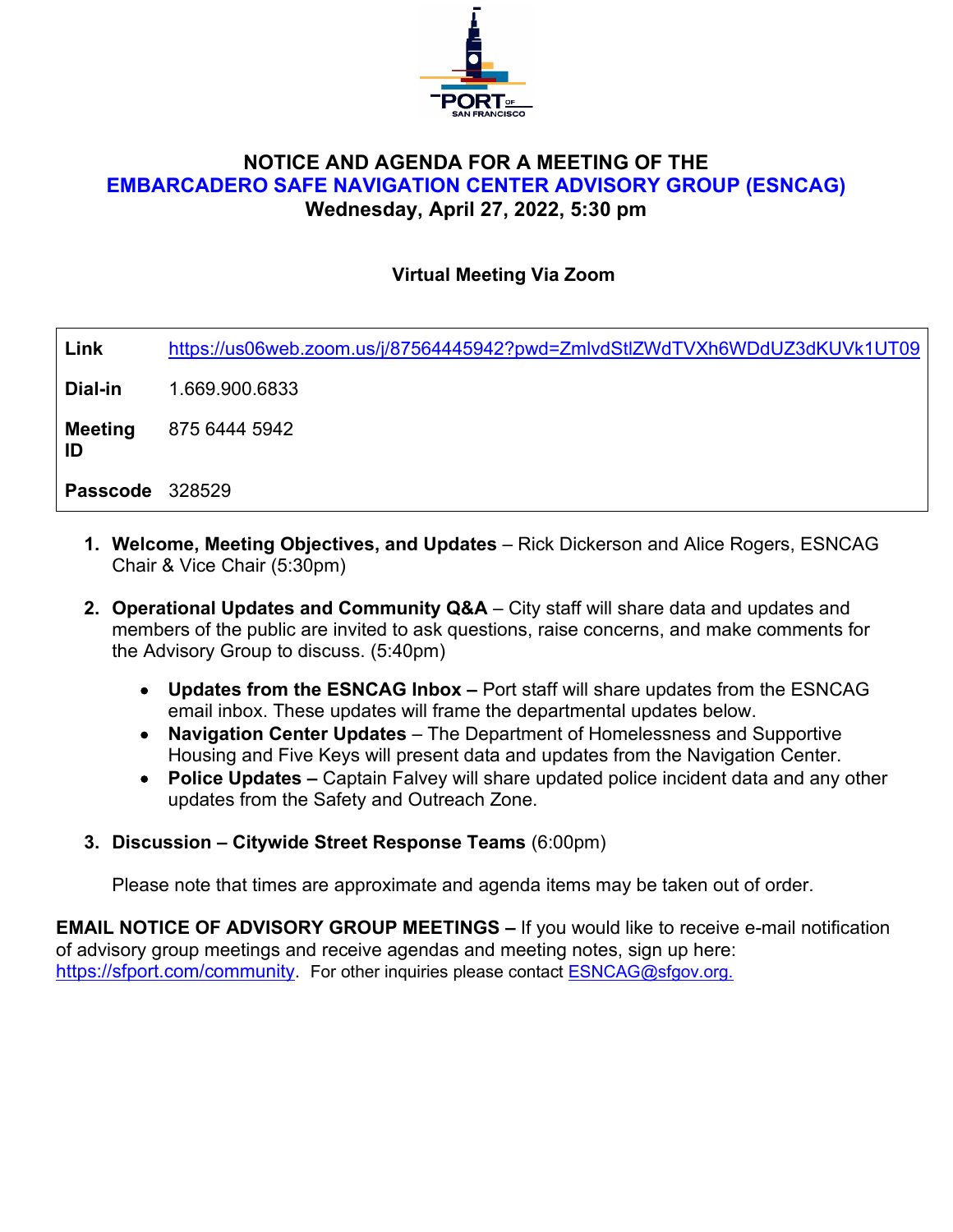# NOTICE AND AGENDA FOR A MEETING OF THE EMBARCADERO SAFE NAVIGATION CENTER ADVISORY GROUP (ESNCAG)

**Wednesday, April 27, 2022, 5:30 pm**

**Virtual Meeting Via Zoom**

| | |
|---|---|
| **Link** | https://us06web.zoom.us/j/87564445942?pwd=ZmlvdStlZWdTVXh6WDdUZ3dKUVk1UT09 |
| **Dial-in** | 1.669.900.6833 |
| **Meeting ID** | 875 6444 5942 |
| **Passcode** | 328529 |

1. **Welcome, Meeting Objectives, and Updates** – Rick Dickerson and Alice Rogers, ESNCAG Chair & Vice Chair (5:30pm)

2. **Operational Updates and Community Q&A** – City staff will share data and updates and members of the public are invited to ask questions, raise concerns, and make comments for the Advisory Group to discuss. (5:40pm)

   - **Updates from the ESNCAG Inbox –** Port staff will share updates from the ESNCAG email inbox. These updates will frame the departmental updates below.
   - **Navigation Center Updates** – The Department of Homelessness and Supportive Housing and Five Keys will present data and updates from the Navigation Center.
   - **Police Updates –** Captain Falvey will share updated police incident data and any other updates from the Safety and Outreach Zone.

3. **Discussion – Citywide Street Response Teams** (6:00pm)

   Please note that times are approximate and agenda items may be taken out of order.

**EMAIL NOTICE OF ADVISORY GROUP MEETINGS –** If you would like to receive e-mail notification of advisory group meetings and receive agendas and meeting notes, sign up here: https://sfport.com/community. For other inquiries please contact ESNCAG@sfgov.org.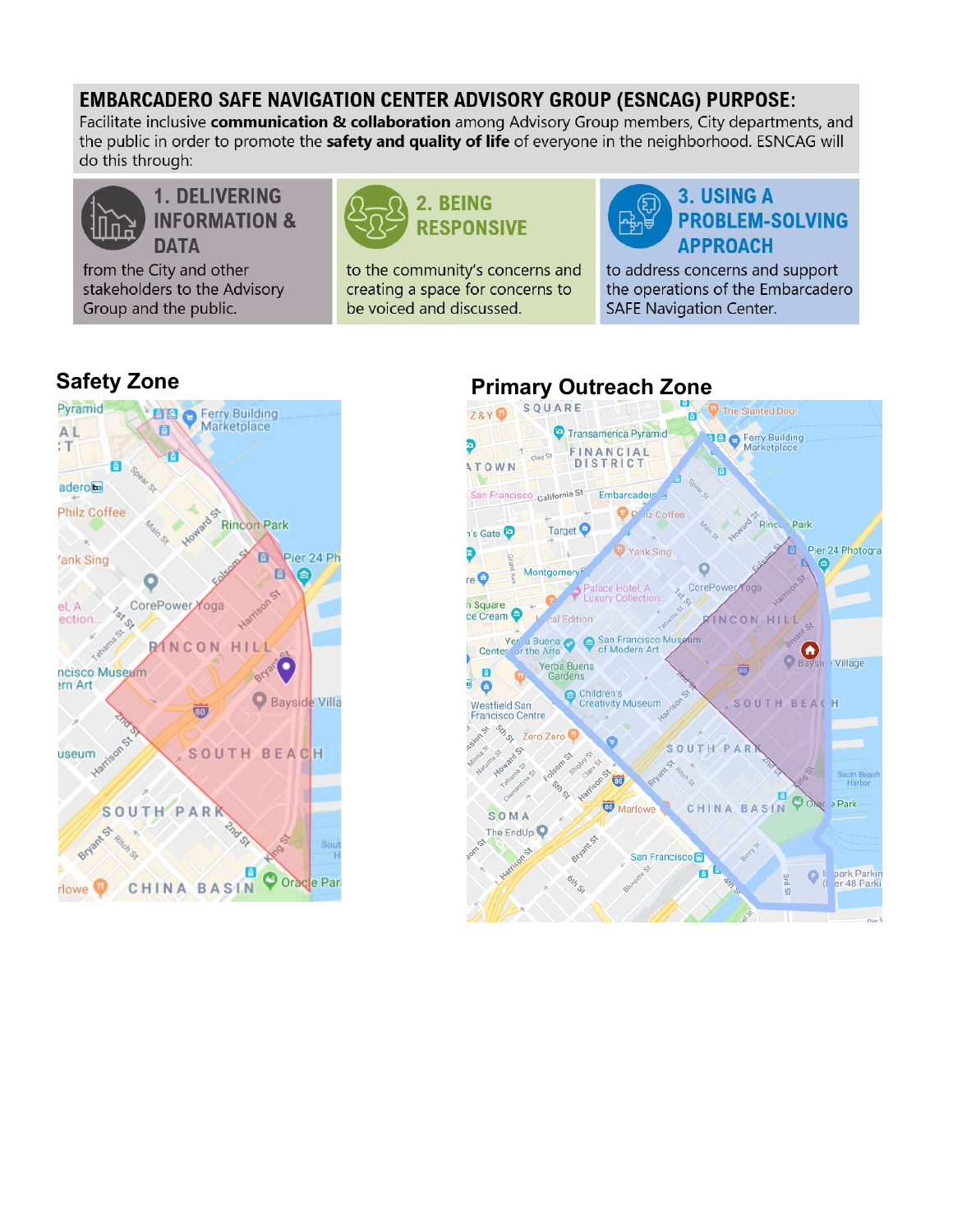# EMBARCADERO SAFE NAVIGATION CENTER ADVISORY GROUP (ESNCAG) PURPOSE:

Facilitate inclusive **communication & collaboration** among Advisory Group members, City departments, and the public in order to promote the **safety and quality of life** of everyone in the neighborhood. ESNCAG will do this through:

### 1. DELIVERING INFORMATION & DATA

from the City and other stakeholders to the Advisory Group and the public.

### 2. BEING RESPONSIVE

to the community's concerns and creating a space for concerns to be voiced and discussed.

### 3. USING A PROBLEM-SOLVING APPROACH

to address concerns and support the operations of the Embarcadero SAFE Navigation Center.

## Safety Zone

## Primary Outreach Zone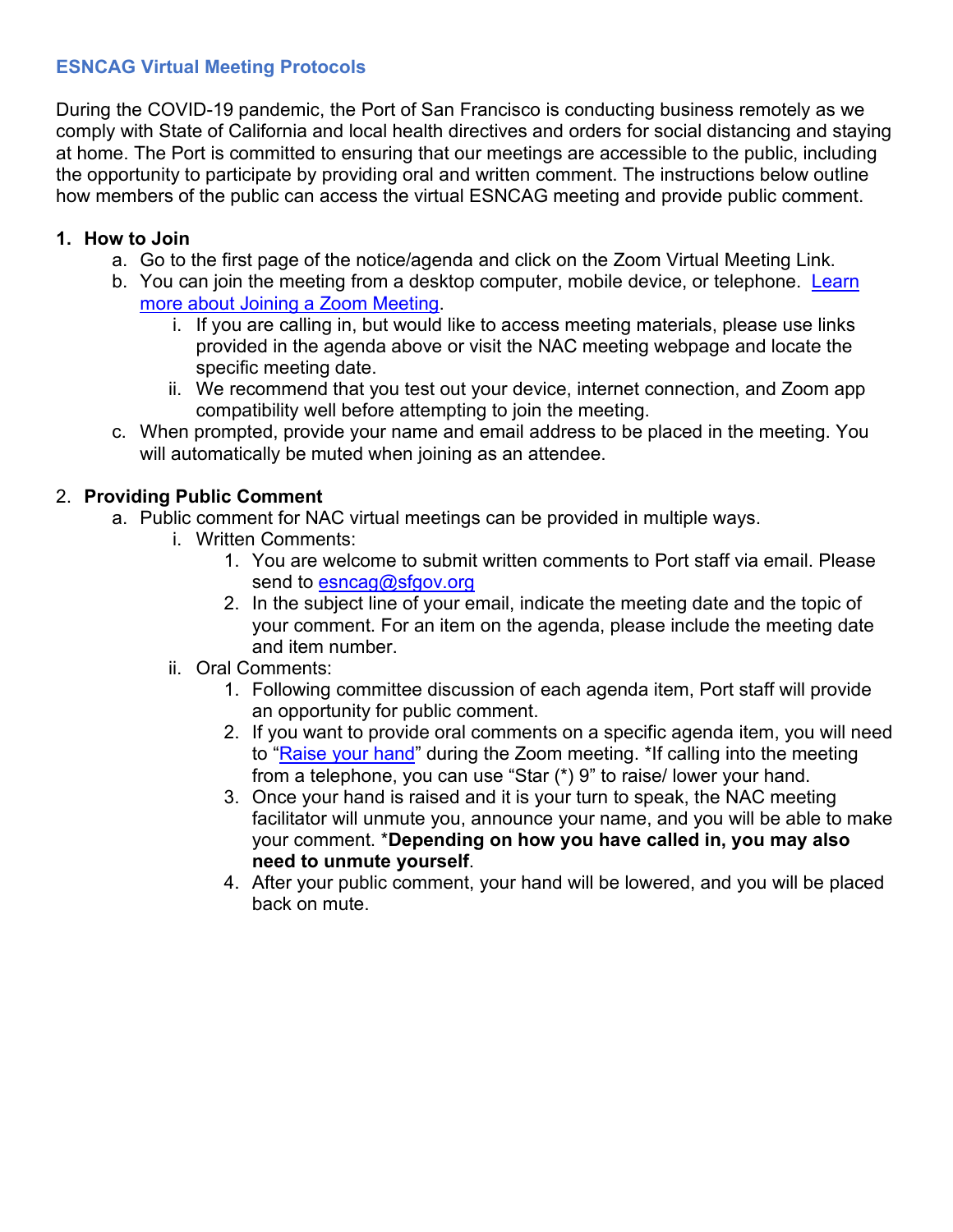## ESNCAG Virtual Meeting Protocols

During the COVID-19 pandemic, the Port of San Francisco is conducting business remotely as we comply with State of California and local health directives and orders for social distancing and staying at home. The Port is committed to ensuring that our meetings are accessible to the public, including the opportunity to participate by providing oral and written comment. The instructions below outline how members of the public can access the virtual ESNCAG meeting and provide public comment.

1. **How to Join**
   a. Go to the first page of the notice/agenda and click on the Zoom Virtual Meeting Link.
   b. You can join the meeting from a desktop computer, mobile device, or telephone. [Learn more about Joining a Zoom Meeting](#).
      i. If you are calling in, but would like to access meeting materials, please use links provided in the agenda above or visit the NAC meeting webpage and locate the specific meeting date.
      ii. We recommend that you test out your device, internet connection, and Zoom app compatibility well before attempting to join the meeting.
   c. When prompted, provide your name and email address to be placed in the meeting. You will automatically be muted when joining as an attendee.

2. **Providing Public Comment**
   a. Public comment for NAC virtual meetings can be provided in multiple ways.
      i. Written Comments:
         1. You are welcome to submit written comments to Port staff via email. Please send to esncag@sfgov.org
         2. In the subject line of your email, indicate the meeting date and the topic of your comment. For an item on the agenda, please include the meeting date and item number.
      ii. Oral Comments:
         1. Following committee discussion of each agenda item, Port staff will provide an opportunity for public comment.
         2. If you want to provide oral comments on a specific agenda item, you will need to "[Raise your hand](#)" during the Zoom meeting. *If calling into the meeting from a telephone, you can use "Star (*) 9" to raise/ lower your hand.
         3. Once your hand is raised and it is your turn to speak, the NAC meeting facilitator will unmute you, announce your name, and you will be able to make your comment. ***Depending on how you have called in, you may also need to unmute yourself**.
         4. After your public comment, your hand will be lowered, and you will be placed back on mute.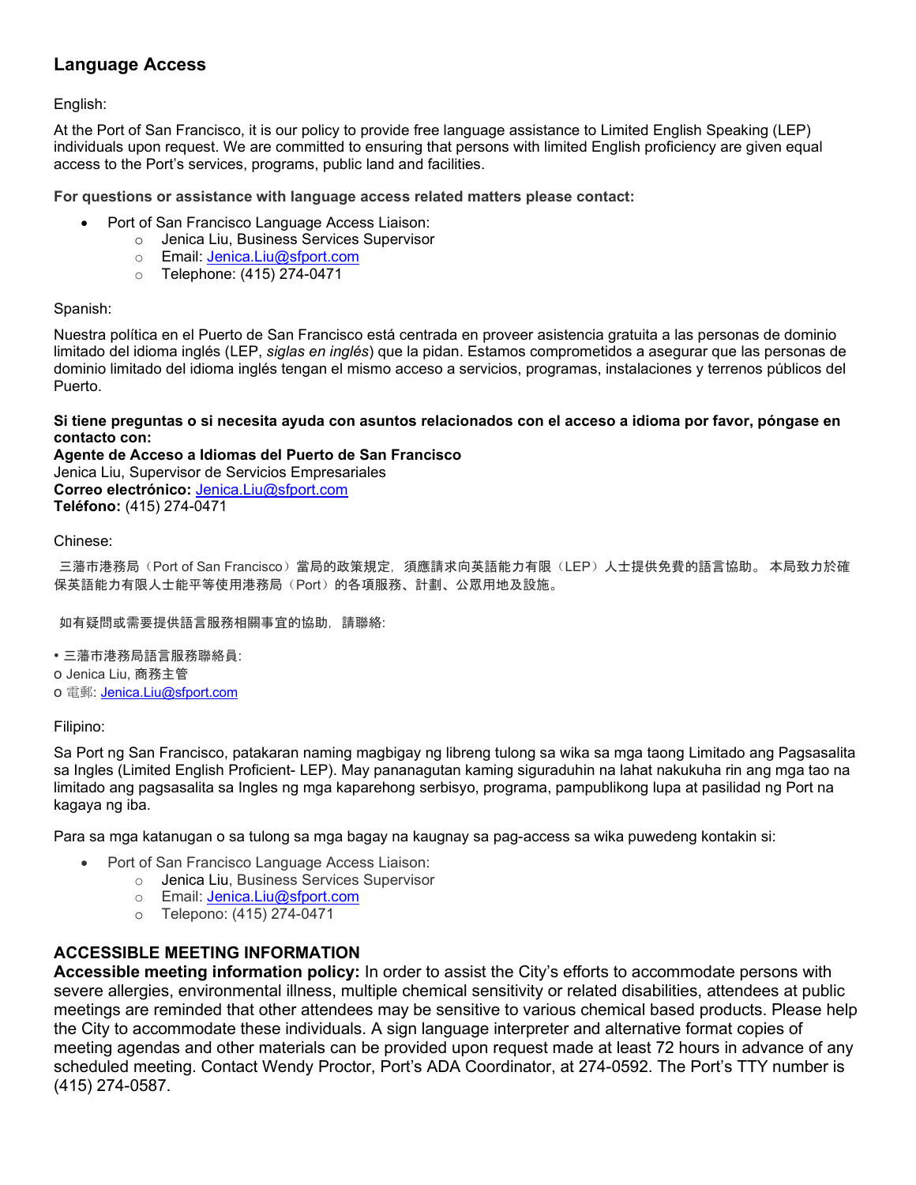## Language Access

English:

At the Port of San Francisco, it is our policy to provide free language assistance to Limited English Speaking (LEP) individuals upon request. We are committed to ensuring that persons with limited English proficiency are given equal access to the Port's services, programs, public land and facilities.

**For questions or assistance with language access related matters please contact:**

- Port of San Francisco Language Access Liaison:
  - Jenica Liu, Business Services Supervisor
  - Email: Jenica.Liu@sfport.com
  - Telephone: (415) 274-0471

Spanish:

Nuestra política en el Puerto de San Francisco está centrada en proveer asistencia gratuita a las personas de dominio limitado del idioma inglés (LEP, *siglas en inglés*) que la pidan. Estamos comprometidos a asegurar que las personas de dominio limitado del idioma inglés tengan el mismo acceso a servicios, programas, instalaciones y terrenos públicos del Puerto.

**Si tiene preguntas o si necesita ayuda con asuntos relacionados con el acceso a idioma por favor, póngase en contacto con:**
**Agente de Acceso a Idiomas del Puerto de San Francisco**
Jenica Liu, Supervisor de Servicios Empresariales
**Correo electrónico:** Jenica.Liu@sfport.com
**Teléfono:** (415) 274-0471

Chinese:

三藩市港務局（Port of San Francisco）當局的政策規定，須應請求向英語能力有限（LEP）人士提供免費的語言協助。 本局致力於確保英語能力有限人士能平等使用港務局（Port）的各項服務、計劃、公眾用地及設施。

如有疑問或需要提供語言服務相關事宜的協助，請聯絡:

• 三藩市港務局語言服務聯絡員:
o Jenica Liu, 商務主管
o 電郵: Jenica.Liu@sfport.com

Filipino:

Sa Port ng San Francisco, patakaran naming magbigay ng libreng tulong sa wika sa mga taong Limitado ang Pagsasalita sa Ingles (Limited English Proficient- LEP). May pananagutan kaming siguraduhin na lahat nakukuha rin ang mga tao na limitado ang pagsasalita sa Ingles ng mga kaparehong serbisyo, programa, pampublikong lupa at pasilidad ng Port na kagaya ng iba.

Para sa mga katanugan o sa tulong sa mga bagay na kaugnay sa pag-access sa wika puwedeng kontakin si:

- Port of San Francisco Language Access Liaison:
  - Jenica Liu, Business Services Supervisor
  - Email: Jenica.Liu@sfport.com
  - Telepono: (415) 274-0471

## ACCESSIBLE MEETING INFORMATION

**Accessible meeting information policy:** In order to assist the City's efforts to accommodate persons with severe allergies, environmental illness, multiple chemical sensitivity or related disabilities, attendees at public meetings are reminded that other attendees may be sensitive to various chemical based products. Please help the City to accommodate these individuals. A sign language interpreter and alternative format copies of meeting agendas and other materials can be provided upon request made at least 72 hours in advance of any scheduled meeting. Contact Wendy Proctor, Port's ADA Coordinator, at 274-0592. The Port's TTY number is (415) 274-0587.